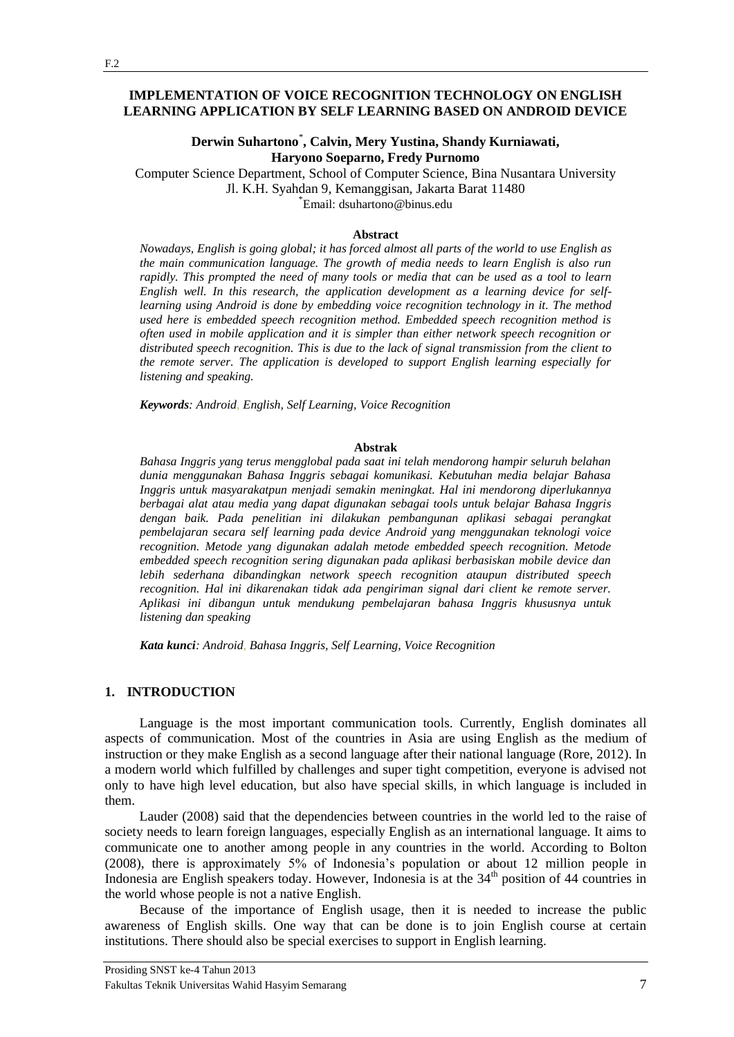# IMPLEMENTATION OF VOICE RECOGNITION TECHNOLOGY ON ENGLISH LEARNING APPLICATION BY SELF LEARNING BASED ON ANDROID DEVICE

**Derwin Suhartono[*], Calvin, Mery Yustina, Shandy Kurniawati, Haryono Soeparno, Fredy Purnomo**

Computer Science Department, School of Computer Science, Bina Nusantara University
Jl. K.H. Syahdan 9, Kemanggisan, Jakarta Barat 11480
[*]Email: dsuhartono@binus.edu

**Abstract**

*Nowadays, English is going global; it has forced almost all parts of the world to use English as the main communication language. The growth of media needs to learn English is also run rapidly. This prompted the need of many tools or media that can be used as a tool to learn English well. In this research, the application development as a learning device for self-learning using Android is done by embedding voice recognition technology in it. The method used here is embedded speech recognition method. Embedded speech recognition method is often used in mobile application and it is simpler than either network speech recognition or distributed speech recognition. This is due to the lack of signal transmission from the client to the remote server. The application is developed to support English learning especially for listening and speaking.*

***Keywords**: Android, English, Self Learning, Voice Recognition*

**Abstrak**

*Bahasa Inggris yang terus mengglobal pada saat ini telah mendorong hampir seluruh belahan dunia menggunakan Bahasa Inggris sebagai komunikasi. Kebutuhan media belajar Bahasa Inggris untuk masyarakatpun menjadi semakin meningkat. Hal ini mendorong diperlukannya berbagai alat atau media yang dapat digunakan sebagai tools untuk belajar Bahasa Inggris dengan baik. Pada penelitian ini dilakukan pembangunan aplikasi sebagai perangkat pembelajaran secara self learning pada device Android yang menggunakan teknologi voice recognition. Metode yang digunakan adalah metode embedded speech recognition. Metode embedded speech recognition sering digunakan pada aplikasi berbasiskan mobile device dan lebih sederhana dibandingkan network speech recognition ataupun distributed speech recognition. Hal ini dikarenakan tidak ada pengiriman signal dari client ke remote server. Aplikasi ini dibangun untuk mendukung pembelajaran bahasa Inggris khususnya untuk listening dan speaking*

***Kata kunci**: Android, Bahasa Inggris, Self Learning, Voice Recognition*

## 1. INTRODUCTION

Language is the most important communication tools. Currently, English dominates all aspects of communication. Most of the countries in Asia are using English as the medium of instruction or they make English as a second language after their national language (Rore, 2012). In a modern world which fulfilled by challenges and super tight competition, everyone is advised not only to have high level education, but also have special skills, in which language is included in them.

Lauder (2008) said that the dependencies between countries in the world led to the raise of society needs to learn foreign languages, especially English as an international language. It aims to communicate one to another among people in any countries in the world. According to Bolton (2008), there is approximately 5% of Indonesia's population or about 12 million people in Indonesia are English speakers today. However, Indonesia is at the 34th position of 44 countries in the world whose people is not a native English.

Because of the importance of English usage, then it is needed to increase the public awareness of English skills. One way that can be done is to join English course at certain institutions. There should also be special exercises to support in English learning.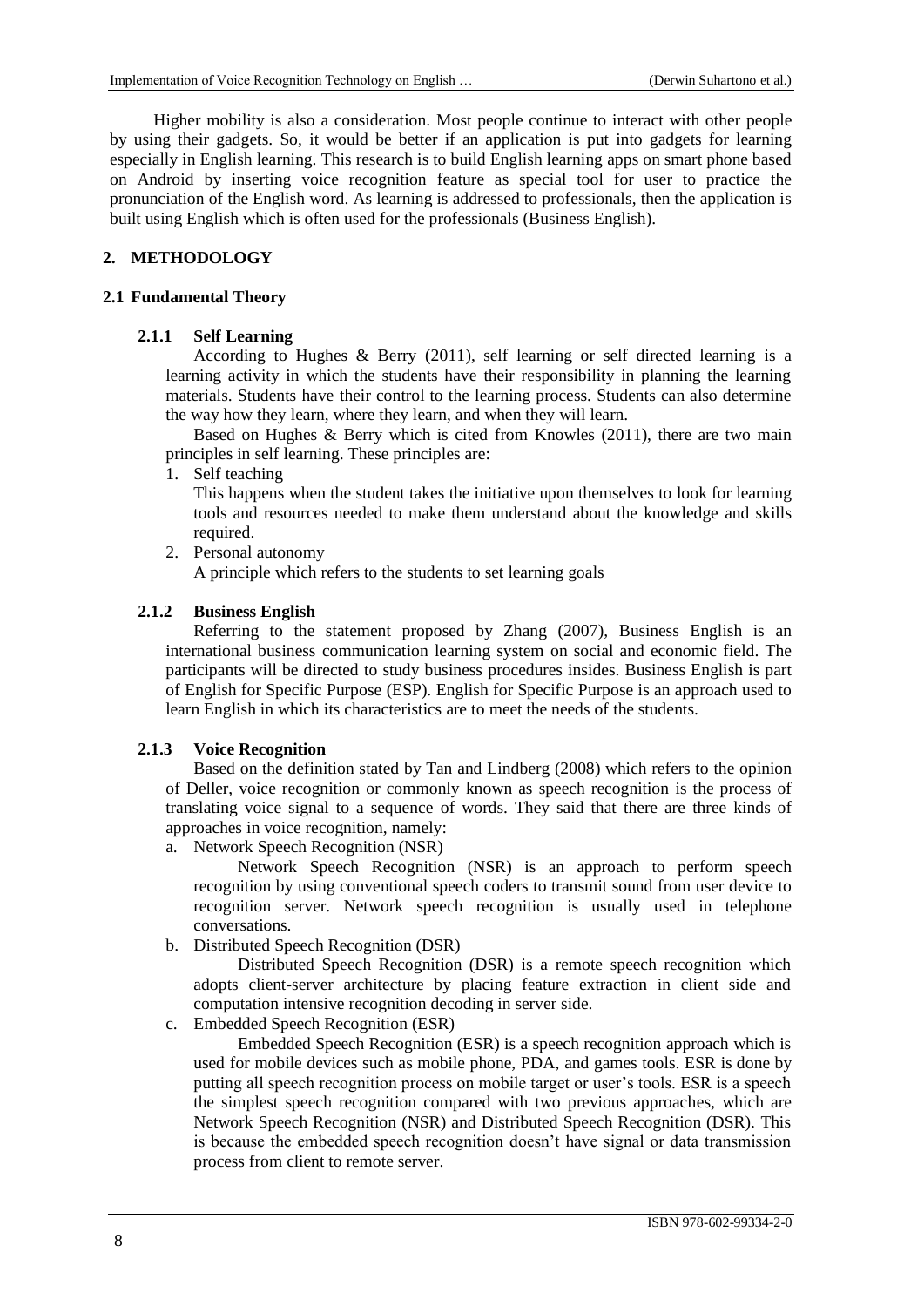Higher mobility is also a consideration. Most people continue to interact with other people by using their gadgets. So, it would be better if an application is put into gadgets for learning especially in English learning. This research is to build English learning apps on smart phone based on Android by inserting voice recognition feature as special tool for user to practice the pronunciation of the English word. As learning is addressed to professionals, then the application is built using English which is often used for the professionals (Business English).

## 2. METHODOLOGY

### 2.1 Fundamental Theory

#### 2.1.1 Self Learning

According to Hughes & Berry (2011), self learning or self directed learning is a learning activity in which the students have their responsibility in planning the learning materials. Students have their control to the learning process. Students can also determine the way how they learn, where they learn, and when they will learn.

Based on Hughes & Berry which is cited from Knowles (2011), there are two main principles in self learning. These principles are:

1. Self teaching
   This happens when the student takes the initiative upon themselves to look for learning tools and resources needed to make them understand about the knowledge and skills required.
2. Personal autonomy
   A principle which refers to the students to set learning goals

#### 2.1.2 Business English

Referring to the statement proposed by Zhang (2007), Business English is an international business communication learning system on social and economic field. The participants will be directed to study business procedures insides. Business English is part of English for Specific Purpose (ESP). English for Specific Purpose is an approach used to learn English in which its characteristics are to meet the needs of the students.

#### 2.1.3 Voice Recognition

Based on the definition stated by Tan and Lindberg (2008) which refers to the opinion of Deller, voice recognition or commonly known as speech recognition is the process of translating voice signal to a sequence of words. They said that there are three kinds of approaches in voice recognition, namely:

a. Network Speech Recognition (NSR)

   Network Speech Recognition (NSR) is an approach to perform speech recognition by using conventional speech coders to transmit sound from user device to recognition server. Network speech recognition is usually used in telephone conversations.

b. Distributed Speech Recognition (DSR)

   Distributed Speech Recognition (DSR) is a remote speech recognition which adopts client-server architecture by placing feature extraction in client side and computation intensive recognition decoding in server side.

c. Embedded Speech Recognition (ESR)

   Embedded Speech Recognition (ESR) is a speech recognition approach which is used for mobile devices such as mobile phone, PDA, and games tools. ESR is done by putting all speech recognition process on mobile target or user's tools. ESR is a speech the simplest speech recognition compared with two previous approaches, which are Network Speech Recognition (NSR) and Distributed Speech Recognition (DSR). This is because the embedded speech recognition doesn't have signal or data transmission process from client to remote server.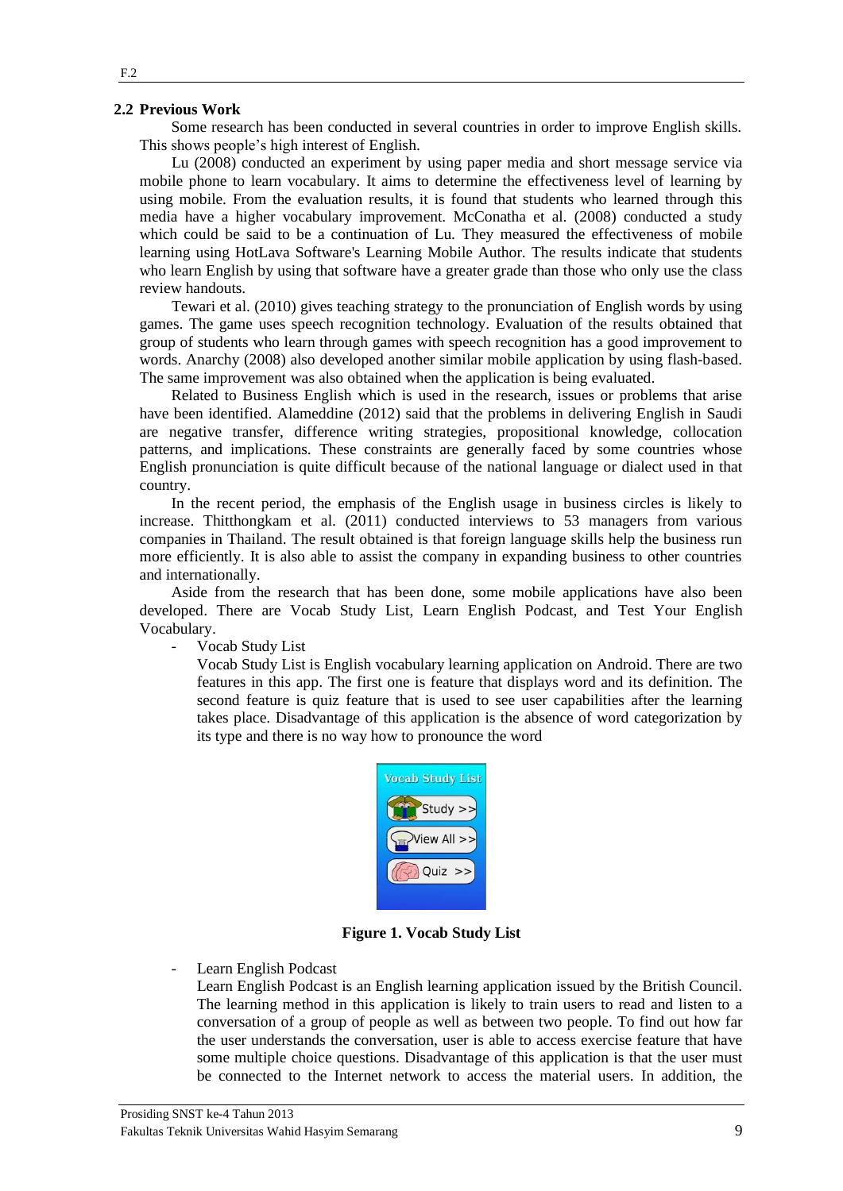## 2.2 Previous Work

Some research has been conducted in several countries in order to improve English skills. This shows people's high interest of English.

Lu (2008) conducted an experiment by using paper media and short message service via mobile phone to learn vocabulary. It aims to determine the effectiveness level of learning by using mobile. From the evaluation results, it is found that students who learned through this media have a higher vocabulary improvement. McConatha et al. (2008) conducted a study which could be said to be a continuation of Lu. They measured the effectiveness of mobile learning using HotLava Software's Learning Mobile Author. The results indicate that students who learn English by using that software have a greater grade than those who only use the class review handouts.

Tewari et al. (2010) gives teaching strategy to the pronunciation of English words by using games. The game uses speech recognition technology. Evaluation of the results obtained that group of students who learn through games with speech recognition has a good improvement to words. Anarchy (2008) also developed another similar mobile application by using flash-based. The same improvement was also obtained when the application is being evaluated.

Related to Business English which is used in the research, issues or problems that arise have been identified. Alameddine (2012) said that the problems in delivering English in Saudi are negative transfer, difference writing strategies, propositional knowledge, collocation patterns, and implications. These constraints are generally faced by some countries whose English pronunciation is quite difficult because of the national language or dialect used in that country.

In the recent period, the emphasis of the English usage in business circles is likely to increase. Thitthongkam et al. (2011) conducted interviews to 53 managers from various companies in Thailand. The result obtained is that foreign language skills help the business run more efficiently. It is also able to assist the company in expanding business to other countries and internationally.

Aside from the research that has been done, some mobile applications have also been developed. There are Vocab Study List, Learn English Podcast, and Test Your English Vocabulary.

- Vocab Study List

  Vocab Study List is English vocabulary learning application on Android. There are two features in this app. The first one is feature that displays word and its definition. The second feature is quiz feature that is used to see user capabilities after the learning takes place. Disadvantage of this application is the absence of word categorization by its type and there is no way how to pronounce the word

**Figure 1. Vocab Study List**

- Learn English Podcast

  Learn English Podcast is an English learning application issued by the British Council. The learning method in this application is likely to train users to read and listen to a conversation of a group of people as well as between two people. To find out how far the user understands the conversation, user is able to access exercise feature that have some multiple choice questions. Disadvantage of this application is that the user must be connected to the Internet network to access the material users. In addition, the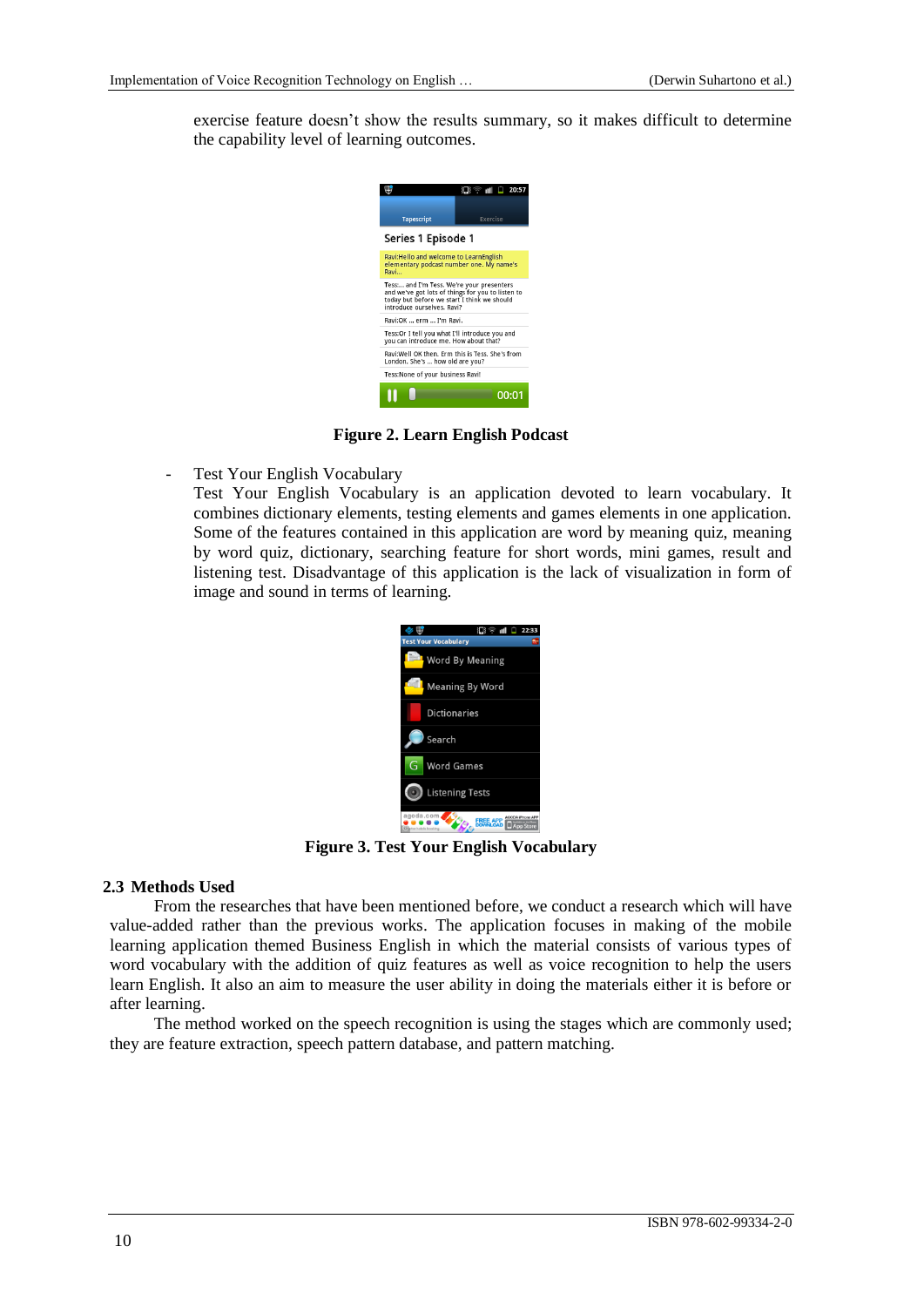exercise feature doesn't show the results summary, so it makes difficult to determine the capability level of learning outcomes.

**Figure 2. Learn English Podcast**

- Test Your English Vocabulary
  Test Your English Vocabulary is an application devoted to learn vocabulary. It combines dictionary elements, testing elements and games elements in one application. Some of the features contained in this application are word by meaning quiz, meaning by word quiz, dictionary, searching feature for short words, mini games, result and listening test. Disadvantage of this application is the lack of visualization in form of image and sound in terms of learning.

**Figure 3. Test Your English Vocabulary**

### 2.3 Methods Used

From the researches that have been mentioned before, we conduct a research which will have value-added rather than the previous works. The application focuses in making of the mobile learning application themed Business English in which the material consists of various types of word vocabulary with the addition of quiz features as well as voice recognition to help the users learn English. It also an aim to measure the user ability in doing the materials either it is before or after learning.

The method worked on the speech recognition is using the stages which are commonly used; they are feature extraction, speech pattern database, and pattern matching.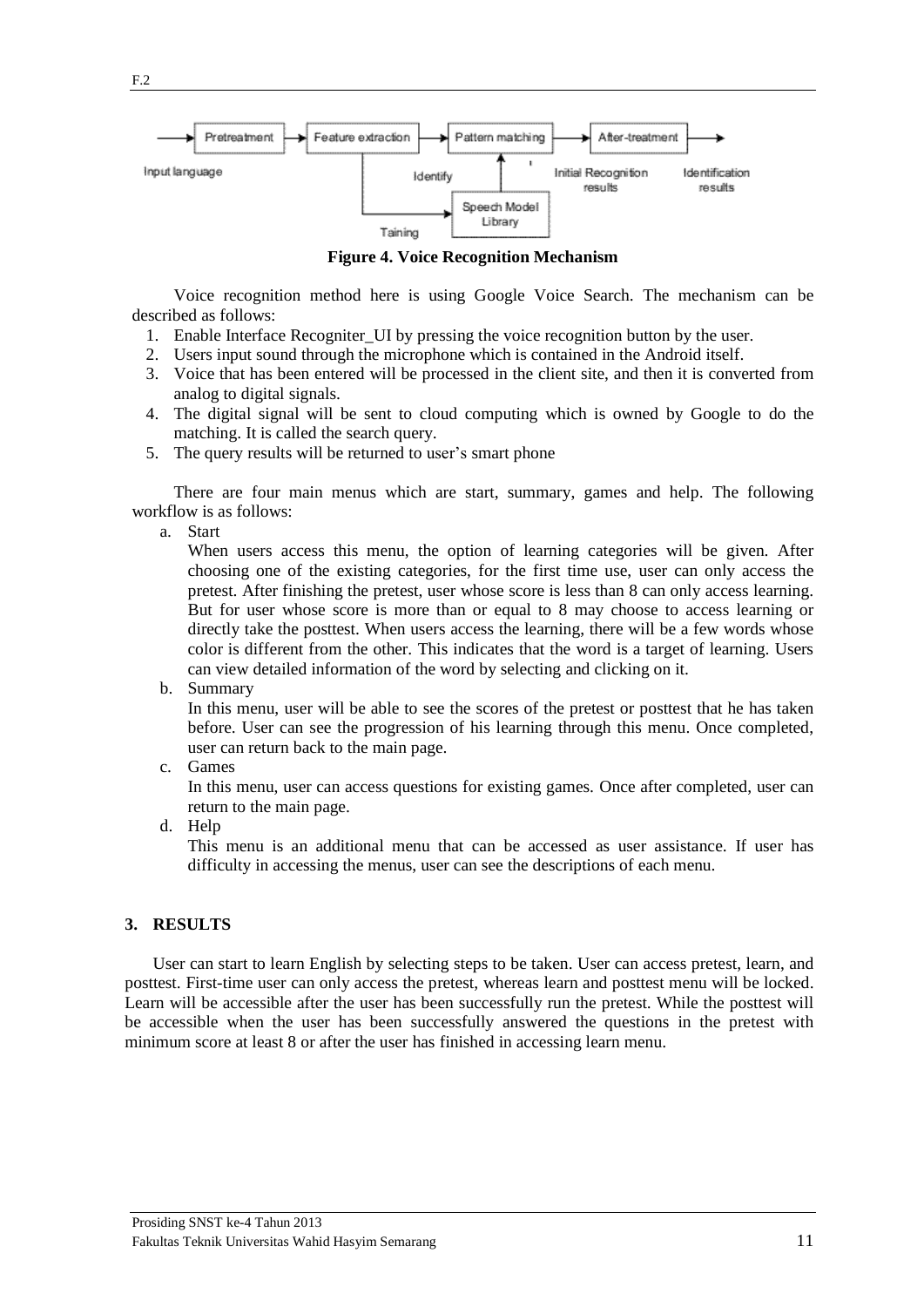Pretreatment → Feature extraction → Pattern matching → After-treatment →

Input language — Identify — Initial Recognition results — Identification results

Speech Model Library — Taining

**Figure 4. Voice Recognition Mechanism**

Voice recognition method here is using Google Voice Search. The mechanism can be described as follows:

1. Enable Interface Recogniter_UI by pressing the voice recognition button by the user.
2. Users input sound through the microphone which is contained in the Android itself.
3. Voice that has been entered will be processed in the client site, and then it is converted from analog to digital signals.
4. The digital signal will be sent to cloud computing which is owned by Google to do the matching. It is called the search query.
5. The query results will be returned to user's smart phone

There are four main menus which are start, summary, games and help. The following workflow is as follows:

a. Start

   When users access this menu, the option of learning categories will be given. After choosing one of the existing categories, for the first time use, user can only access the pretest. After finishing the pretest, user whose score is less than 8 can only access learning. But for user whose score is more than or equal to 8 may choose to access learning or directly take the posttest. When users access the learning, there will be a few words whose color is different from the other. This indicates that the word is a target of learning. Users can view detailed information of the word by selecting and clicking on it.

b. Summary

   In this menu, user will be able to see the scores of the pretest or posttest that he has taken before. User can see the progression of his learning through this menu. Once completed, user can return back to the main page.

c. Games

   In this menu, user can access questions for existing games. Once after completed, user can return to the main page.

d. Help

   This menu is an additional menu that can be accessed as user assistance. If user has difficulty in accessing the menus, user can see the descriptions of each menu.

## 3. RESULTS

User can start to learn English by selecting steps to be taken. User can access pretest, learn, and posttest. First-time user can only access the pretest, whereas learn and posttest menu will be locked. Learn will be accessible after the user has been successfully run the pretest. While the posttest will be accessible when the user has been successfully answered the questions in the pretest with minimum score at least 8 or after the user has finished in accessing learn menu.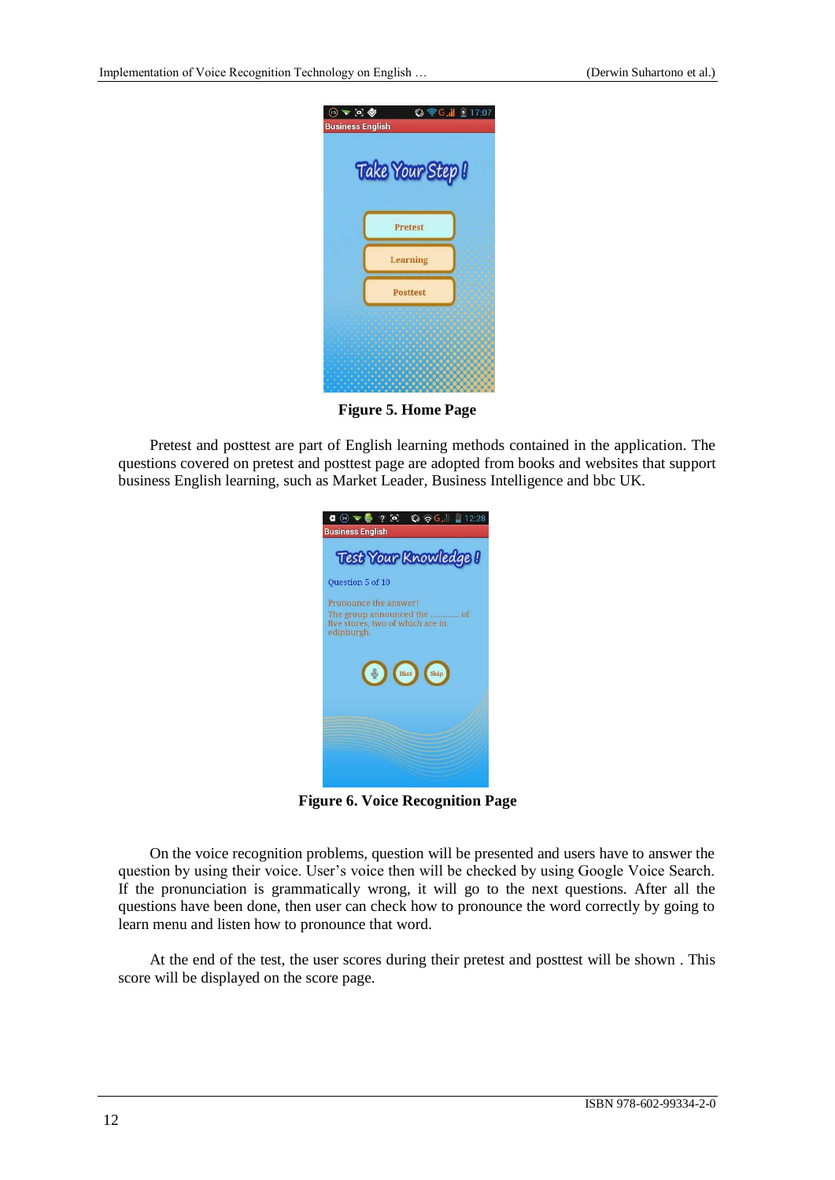**Figure 5. Home Page**

Pretest and posttest are part of English learning methods contained in the application. The questions covered on pretest and posttest page are adopted from books and websites that support business English learning, such as Market Leader, Business Intelligence and bbc UK.

**Figure 6. Voice Recognition Page**

On the voice recognition problems, question will be presented and users have to answer the question by using their voice. User's voice then will be checked by using Google Voice Search. If the pronunciation is grammatically wrong, it will go to the next questions. After all the questions have been done, then user can check how to pronounce the word correctly by going to learn menu and listen how to pronounce that word.

At the end of the test, the user scores during their pretest and posttest will be shown . This score will be displayed on the score page.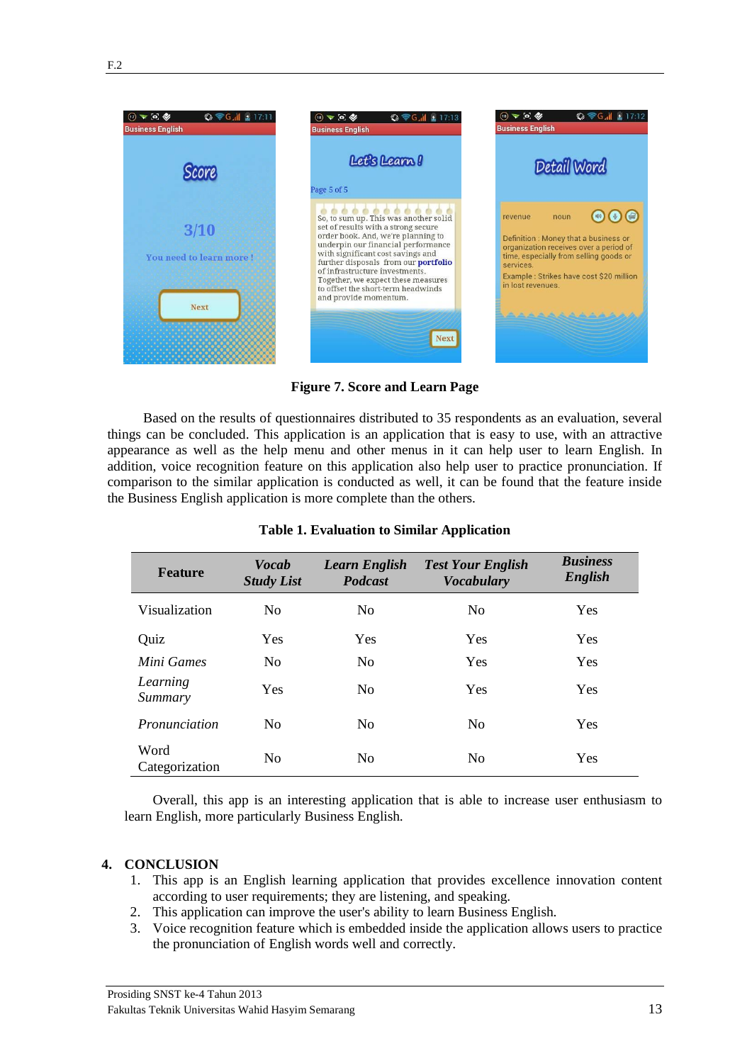**Figure 7. Score and Learn Page**

Based on the results of questionnaires distributed to 35 respondents as an evaluation, several things can be concluded. This application is an application that is easy to use, with an attractive appearance as well as the help menu and other menus in it can help user to learn English. In addition, voice recognition feature on this application also help user to practice pronunciation. If comparison to the similar application is conducted as well, it can be found that the feature inside the Business English application is more complete than the others.

**Table 1. Evaluation to Similar Application**

| Feature | *Vocab Study List* | *Learn English Podcast* | *Test Your English Vocabulary* | *Business English* |
|---|---|---|---|---|
| Visualization | No | No | No | Yes |
| Quiz | Yes | Yes | Yes | Yes |
| *Mini Games* | No | No | Yes | Yes |
| *Learning Summary* | Yes | No | Yes | Yes |
| *Pronunciation* | No | No | No | Yes |
| Word Categorization | No | No | No | Yes |

Overall, this app is an interesting application that is able to increase user enthusiasm to learn English, more particularly Business English.

## 4. CONCLUSION

1. This app is an English learning application that provides excellence innovation content according to user requirements; they are listening, and speaking.
2. This application can improve the user's ability to learn Business English.
3. Voice recognition feature which is embedded inside the application allows users to practice the pronunciation of English words well and correctly.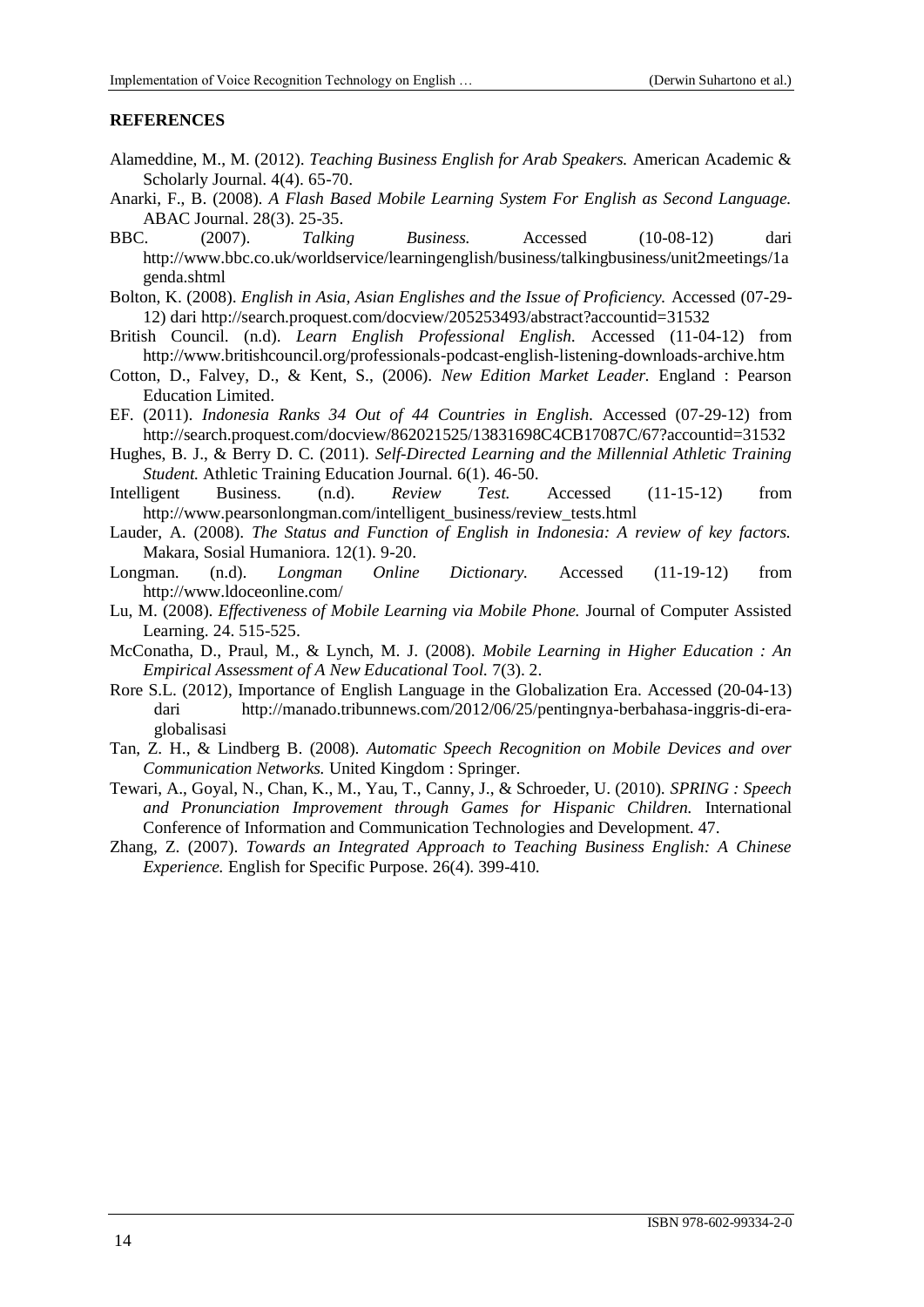## REFERENCES

Alameddine, M., M. (2012). *Teaching Business English for Arab Speakers.* American Academic & Scholarly Journal. 4(4). 65-70.

Anarki, F., B. (2008). *A Flash Based Mobile Learning System For English as Second Language.* ABAC Journal. 28(3). 25-35.

BBC. (2007). *Talking Business.* Accessed (10-08-12) dari http://www.bbc.co.uk/worldservice/learningenglish/business/talkingbusiness/unit2meetings/1agenda.shtml

Bolton, K. (2008). *English in Asia, Asian Englishes and the Issue of Proficiency.* Accessed (07-29-12) dari http://search.proquest.com/docview/205253493/abstract?accountid=31532

British Council. (n.d). *Learn English Professional English.* Accessed (11-04-12) from http://www.britishcouncil.org/professionals-podcast-english-listening-downloads-archive.htm

Cotton, D., Falvey, D., & Kent, S., (2006). *New Edition Market Leader.* England : Pearson Education Limited.

EF. (2011). *Indonesia Ranks 34 Out of 44 Countries in English.* Accessed (07-29-12) from http://search.proquest.com/docview/862021525/13831698C4CB17087C/67?accountid=31532

Hughes, B. J., & Berry D. C. (2011). *Self-Directed Learning and the Millennial Athletic Training Student.* Athletic Training Education Journal. 6(1). 46-50.

Intelligent Business. (n.d). *Review Test.* Accessed (11-15-12) from http://www.pearsonlongman.com/intelligent_business/review_tests.html

Lauder, A. (2008). *The Status and Function of English in Indonesia: A review of key factors.* Makara, Sosial Humaniora. 12(1). 9-20.

Longman. (n.d). *Longman Online Dictionary.* Accessed (11-19-12) from http://www.ldoceonline.com/

Lu, M. (2008). *Effectiveness of Mobile Learning via Mobile Phone.* Journal of Computer Assisted Learning. 24. 515-525.

McConatha, D., Praul, M., & Lynch, M. J. (2008). *Mobile Learning in Higher Education : An Empirical Assessment of A New Educational Tool.* 7(3). 2.

Rore S.L. (2012), Importance of English Language in the Globalization Era. Accessed (20-04-13) dari http://manado.tribunnews.com/2012/06/25/pentingnya-berbahasa-inggris-di-era-globalisasi

Tan, Z. H., & Lindberg B. (2008). *Automatic Speech Recognition on Mobile Devices and over Communication Networks.* United Kingdom : Springer.

Tewari, A., Goyal, N., Chan, K., M., Yau, T., Canny, J., & Schroeder, U. (2010). *SPRING : Speech and Pronunciation Improvement through Games for Hispanic Children.* International Conference of Information and Communication Technologies and Development. 47.

Zhang, Z. (2007). *Towards an Integrated Approach to Teaching Business English: A Chinese Experience.* English for Specific Purpose. 26(4). 399-410.